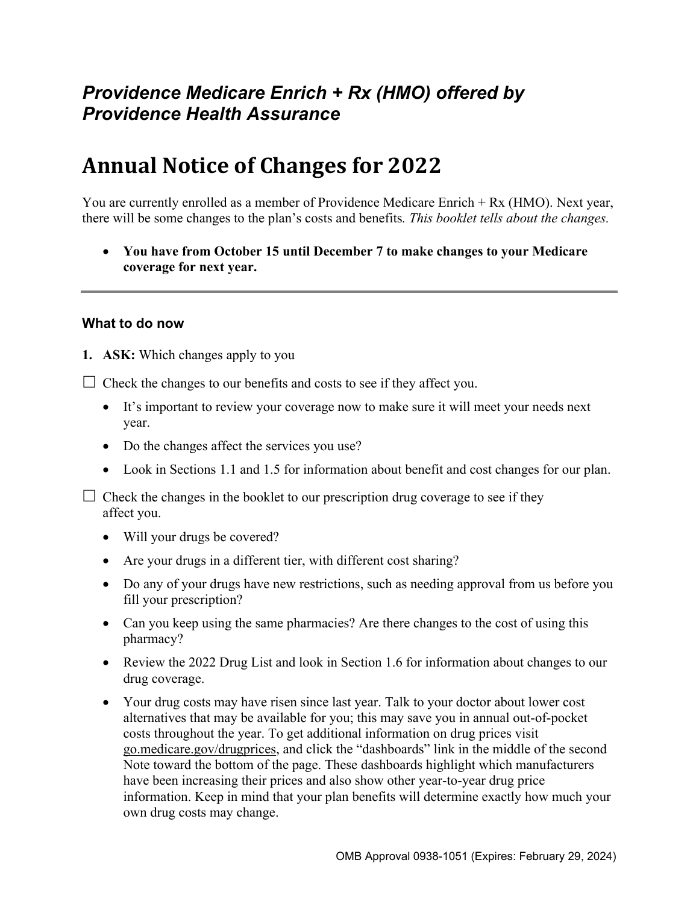***Providence Medicare Enrich + Rx (HMO) offered by Providence Health Assurance***

# Annual Notice of Changes for 2022

You are currently enrolled as a member of Providence Medicare Enrich + Rx (HMO). Next year, there will be some changes to the plan's costs and benefits. *This booklet tells about the changes.*

- **You have from October 15 until December 7 to make changes to your Medicare coverage for next year.**

---

### What to do now

1. **ASK:** Which changes apply to you

☐ Check the changes to our benefits and costs to see if they affect you.

- It's important to review your coverage now to make sure it will meet your needs next year.
- Do the changes affect the services you use?
- Look in Sections 1.1 and 1.5 for information about benefit and cost changes for our plan.

☐ Check the changes in the booklet to our prescription drug coverage to see if they affect you.

- Will your drugs be covered?
- Are your drugs in a different tier, with different cost sharing?
- Do any of your drugs have new restrictions, such as needing approval from us before you fill your prescription?
- Can you keep using the same pharmacies? Are there changes to the cost of using this pharmacy?
- Review the 2022 Drug List and look in Section 1.6 for information about changes to our drug coverage.
- Your drug costs may have risen since last year. Talk to your doctor about lower cost alternatives that may be available for you; this may save you in annual out-of-pocket costs throughout the year. To get additional information on drug prices visit go.medicare.gov/drugprices, and click the "dashboards" link in the middle of the second Note toward the bottom of the page. These dashboards highlight which manufacturers have been increasing their prices and also show other year-to-year drug price information. Keep in mind that your plan benefits will determine exactly how much your own drug costs may change.

OMB Approval 0938-1051 (Expires: February 29, 2024)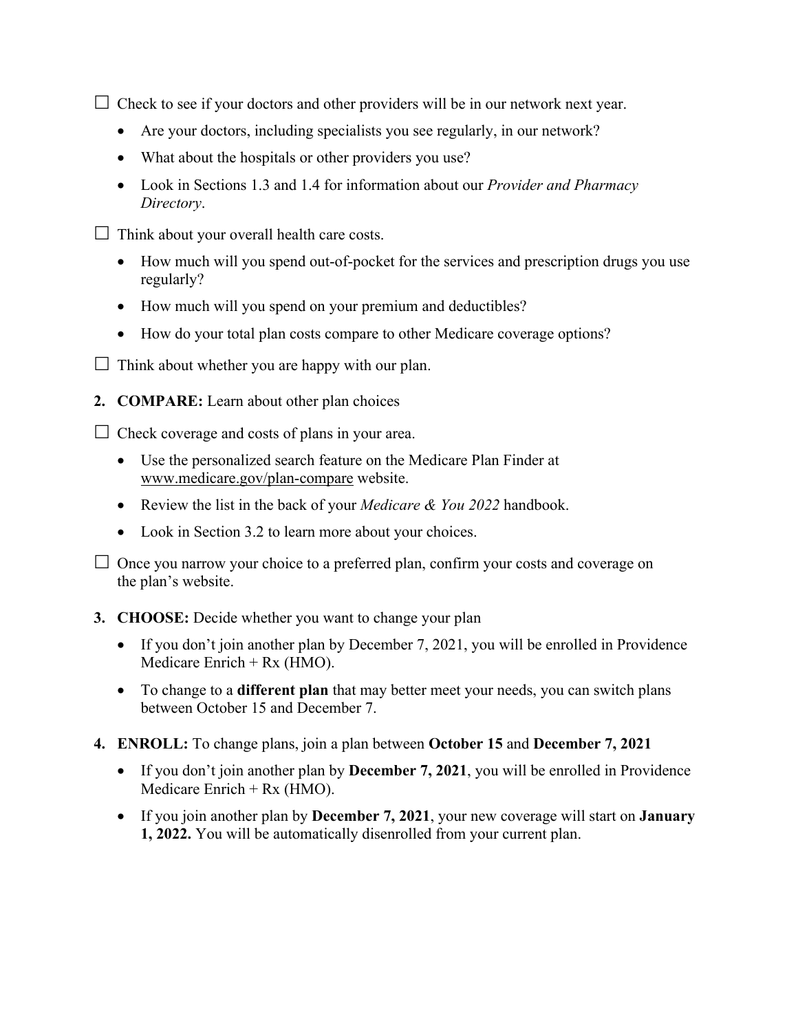☐ Check to see if your doctors and other providers will be in our network next year.

- Are your doctors, including specialists you see regularly, in our network?
- What about the hospitals or other providers you use?
- Look in Sections 1.3 and 1.4 for information about our *Provider and Pharmacy Directory*.

☐ Think about your overall health care costs.

- How much will you spend out-of-pocket for the services and prescription drugs you use regularly?
- How much will you spend on your premium and deductibles?
- How do your total plan costs compare to other Medicare coverage options?

☐ Think about whether you are happy with our plan.

2. **COMPARE:** Learn about other plan choices

☐ Check coverage and costs of plans in your area.

- Use the personalized search feature on the Medicare Plan Finder at www.medicare.gov/plan-compare website.
- Review the list in the back of your *Medicare & You 2022* handbook.
- Look in Section 3.2 to learn more about your choices.

☐ Once you narrow your choice to a preferred plan, confirm your costs and coverage on the plan's website.

3. **CHOOSE:** Decide whether you want to change your plan

- If you don't join another plan by December 7, 2021, you will be enrolled in Providence Medicare Enrich + Rx (HMO).
- To change to a **different plan** that may better meet your needs, you can switch plans between October 15 and December 7.

4. **ENROLL:** To change plans, join a plan between **October 15** and **December 7, 2021**

- If you don't join another plan by **December 7, 2021**, you will be enrolled in Providence Medicare Enrich + Rx (HMO).
- If you join another plan by **December 7, 2021**, your new coverage will start on **January 1, 2022.** You will be automatically disenrolled from your current plan.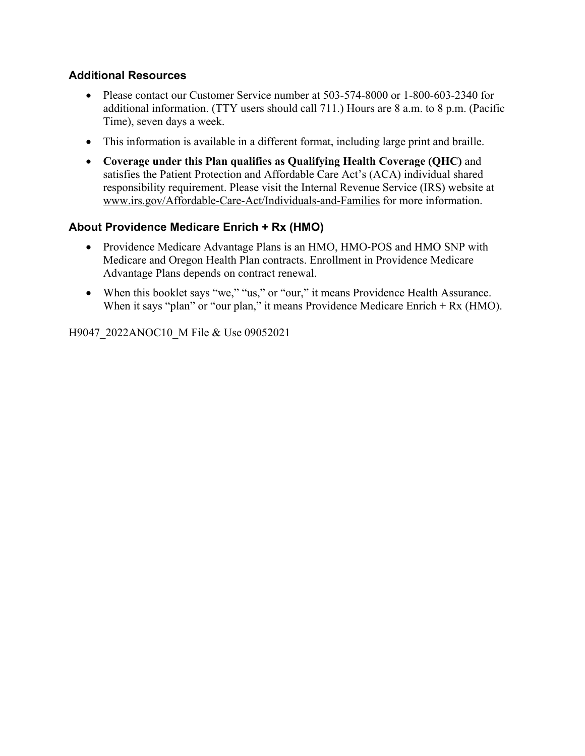### Additional Resources

- Please contact our Customer Service number at 503-574-8000 or 1-800-603-2340 for additional information. (TTY users should call 711.) Hours are 8 a.m. to 8 p.m. (Pacific Time), seven days a week.
- This information is available in a different format, including large print and braille.
- **Coverage under this Plan qualifies as Qualifying Health Coverage (QHC)** and satisfies the Patient Protection and Affordable Care Act's (ACA) individual shared responsibility requirement. Please visit the Internal Revenue Service (IRS) website at www.irs.gov/Affordable-Care-Act/Individuals-and-Families for more information.

### About Providence Medicare Enrich + Rx (HMO)

- Providence Medicare Advantage Plans is an HMO, HMO-POS and HMO SNP with Medicare and Oregon Health Plan contracts. Enrollment in Providence Medicare Advantage Plans depends on contract renewal.
- When this booklet says "we," "us," or "our," it means Providence Health Assurance. When it says "plan" or "our plan," it means Providence Medicare Enrich + Rx (HMO).

H9047_2022ANOC10_M File & Use 09052021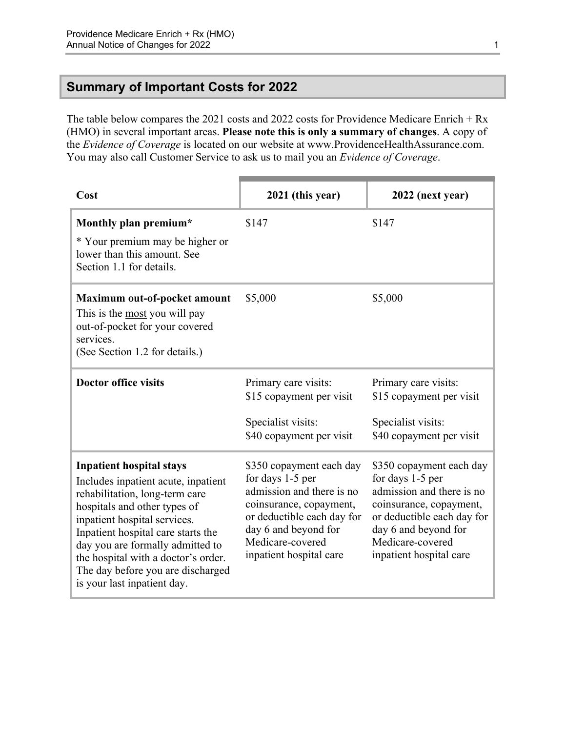## Summary of Important Costs for 2022

The table below compares the 2021 costs and 2022 costs for Providence Medicare Enrich + Rx (HMO) in several important areas. **Please note this is only a summary of changes**. A copy of the *Evidence of Coverage* is located on our website at www.ProvidenceHealthAssurance.com. You may also call Customer Service to ask us to mail you an *Evidence of Coverage*.

| Cost | 2021 (this year) | 2022 (next year) |
|---|---|---|
| **Monthly plan premium*** <br><br> * Your premium may be higher or lower than this amount. See Section 1.1 for details. | $147 | $147 |
| **Maximum out-of-pocket amount** <br> This is the <u>most</u> you will pay out-of-pocket for your covered services. <br> (See Section 1.2 for details.) | $5,000 | $5,000 |
| **Doctor office visits** | Primary care visits: $15 copayment per visit <br><br> Specialist visits: $40 copayment per visit | Primary care visits: $15 copayment per visit <br><br> Specialist visits: $40 copayment per visit |
| **Inpatient hospital stays** <br> Includes inpatient acute, inpatient rehabilitation, long-term care hospitals and other types of inpatient hospital services. Inpatient hospital care starts the day you are formally admitted to the hospital with a doctor's order. The day before you are discharged is your last inpatient day. | $350 copayment each day for days 1-5 per admission and there is no coinsurance, copayment, or deductible each day for day 6 and beyond for Medicare-covered inpatient hospital care | $350 copayment each day for days 1-5 per admission and there is no coinsurance, copayment, or deductible each day for day 6 and beyond for Medicare-covered inpatient hospital care |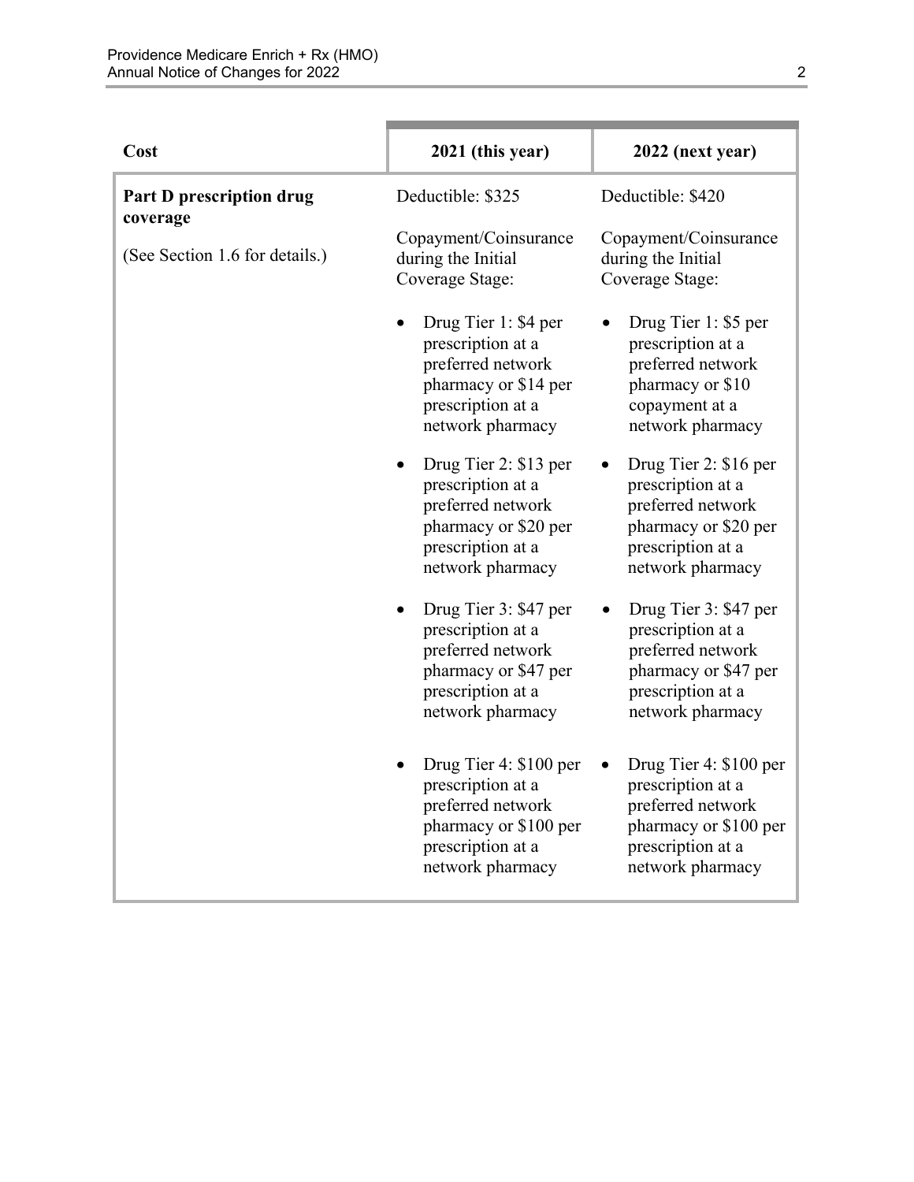| Cost | 2021 (this year) | 2022 (next year) |
| --- | --- | --- |
| **Part D prescription drug coverage**<br><br>(See Section 1.6 for details.) | Deductible: $325<br><br>Copayment/Coinsurance during the Initial Coverage Stage:<br><br>• Drug Tier 1: $4 per prescription at a preferred network pharmacy or $14 per prescription at a network pharmacy<br><br>• Drug Tier 2: $13 per prescription at a preferred network pharmacy or $20 per prescription at a network pharmacy<br><br>• Drug Tier 3: $47 per prescription at a preferred network pharmacy or $47 per prescription at a network pharmacy<br><br>• Drug Tier 4: $100 per prescription at a preferred network pharmacy or $100 per prescription at a network pharmacy | Deductible: $420<br><br>Copayment/Coinsurance during the Initial Coverage Stage:<br><br>• Drug Tier 1: $5 per prescription at a preferred network pharmacy or $10 copayment at a network pharmacy<br><br>• Drug Tier 2: $16 per prescription at a preferred network pharmacy or $20 per prescription at a network pharmacy<br><br>• Drug Tier 3: $47 per prescription at a preferred network pharmacy or $47 per prescription at a network pharmacy<br><br>• Drug Tier 4: $100 per prescription at a preferred network pharmacy or $100 per prescription at a network pharmacy |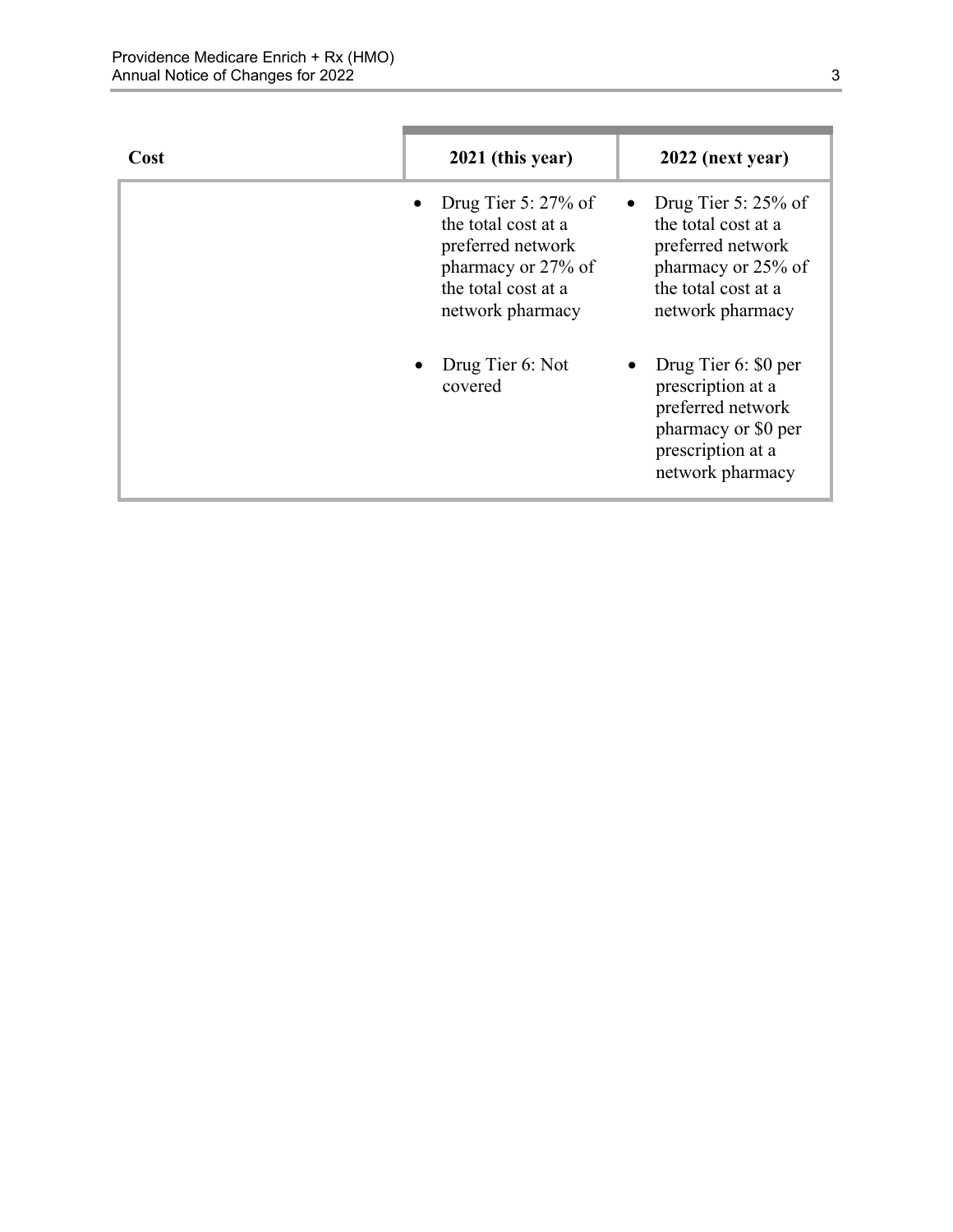| Cost | 2021 (this year) | 2022 (next year) |
|---|---|---|
| | • Drug Tier 5: 27% of the total cost at a preferred network pharmacy or 27% of the total cost at a network pharmacy<br><br>• Drug Tier 6: Not covered | • Drug Tier 5: 25% of the total cost at a preferred network pharmacy or 25% of the total cost at a network pharmacy<br><br>• Drug Tier 6: $0 per prescription at a preferred network pharmacy or $0 per prescription at a network pharmacy |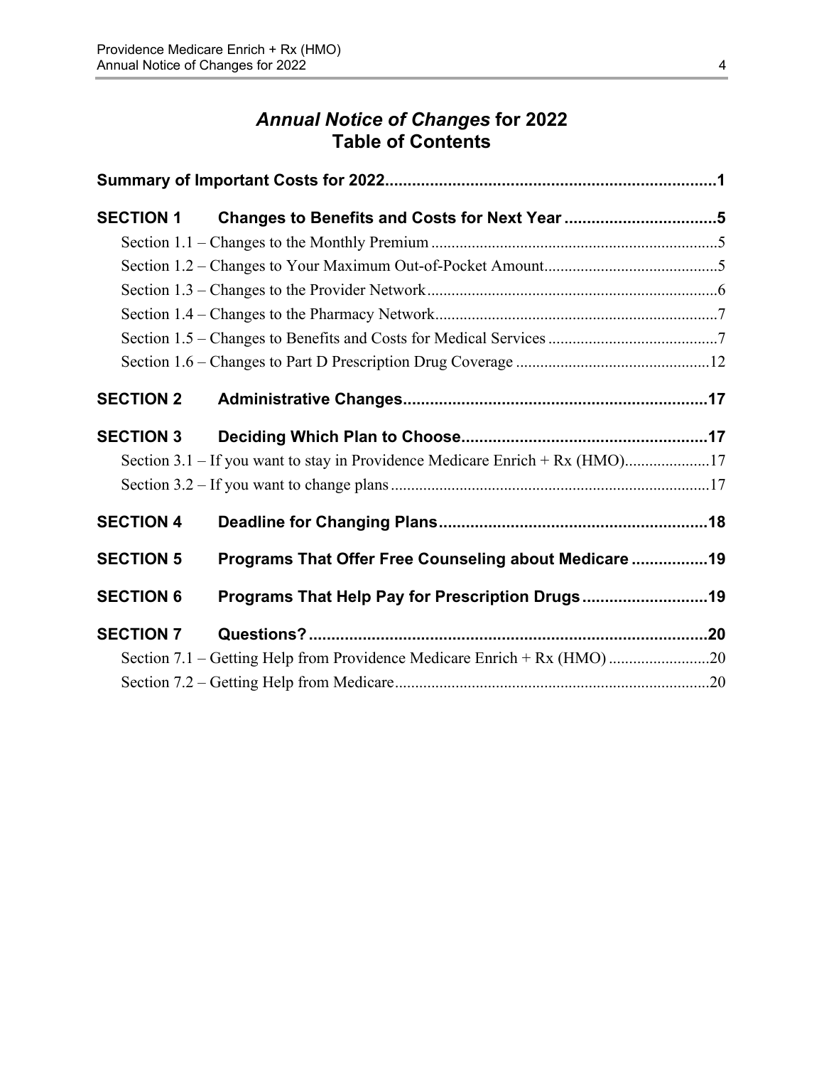# *Annual Notice of Changes* for 2022 Table of Contents

**Summary of Important Costs for 2022**.........................................................................1

**SECTION 1 Changes to Benefits and Costs for Next Year** .................................5

- Section 1.1 – Changes to the Monthly Premium ......................................................................5
- Section 1.2 – Changes to Your Maximum Out-of-Pocket Amount...........................................5
- Section 1.3 – Changes to the Provider Network.......................................................................6
- Section 1.4 – Changes to the Pharmacy Network.....................................................................7
- Section 1.5 – Changes to Benefits and Costs for Medical Services ..........................................7
- Section 1.6 – Changes to Part D Prescription Drug Coverage ...............................................12

**SECTION 2 Administrative Changes**...................................................................17

**SECTION 3 Deciding Which Plan to Choose**......................................................17

- Section 3.1 – If you want to stay in Providence Medicare Enrich + Rx (HMO).....................17
- Section 3.2 – If you want to change plans..............................................................................17

**SECTION 4 Deadline for Changing Plans**...........................................................18

**SECTION 5 Programs That Offer Free Counseling about Medicare** ................19

**SECTION 6 Programs That Help Pay for Prescription Drugs**...........................19

**SECTION 7 Questions?**........................................................................................20

- Section 7.1 – Getting Help from Providence Medicare Enrich + Rx (HMO) .........................20
- Section 7.2 – Getting Help from Medicare..............................................................................20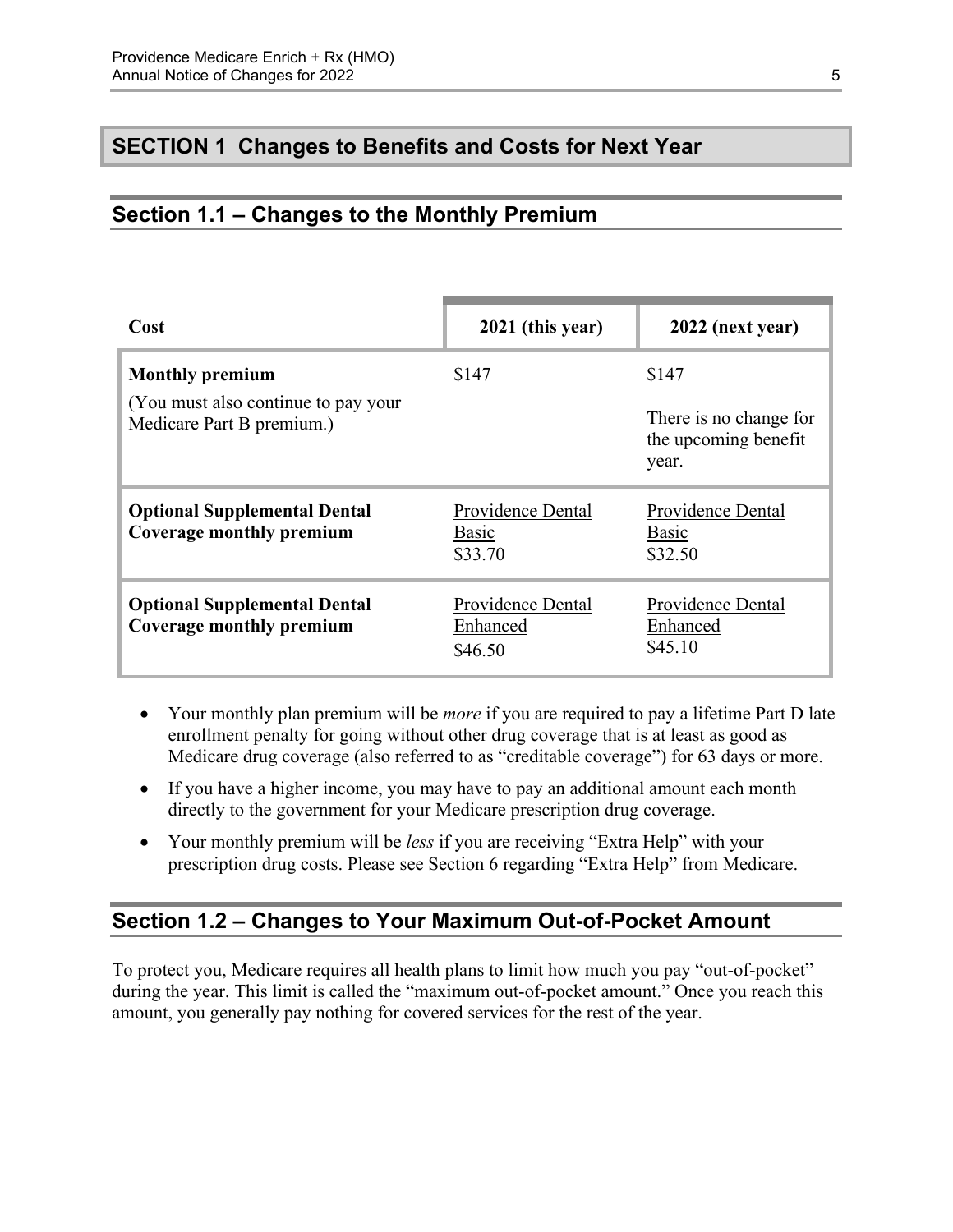# SECTION 1 Changes to Benefits and Costs for Next Year

## Section 1.1 – Changes to the Monthly Premium

| Cost | 2021 (this year) | 2022 (next year) |
|---|---|---|
| **Monthly premium**<br>(You must also continue to pay your Medicare Part B premium.) | $147 | $147<br>There is no change for the upcoming benefit year. |
| **Optional Supplemental Dental Coverage monthly premium** | Providence Dental Basic<br>$33.70 | Providence Dental Basic<br>$32.50 |
| **Optional Supplemental Dental Coverage monthly premium** | Providence Dental Enhanced<br>$46.50 | Providence Dental Enhanced<br>$45.10 |

- Your monthly plan premium will be *more* if you are required to pay a lifetime Part D late enrollment penalty for going without other drug coverage that is at least as good as Medicare drug coverage (also referred to as "creditable coverage") for 63 days or more.
- If you have a higher income, you may have to pay an additional amount each month directly to the government for your Medicare prescription drug coverage.
- Your monthly premium will be *less* if you are receiving "Extra Help" with your prescription drug costs. Please see Section 6 regarding "Extra Help" from Medicare.

## Section 1.2 – Changes to Your Maximum Out-of-Pocket Amount

To protect you, Medicare requires all health plans to limit how much you pay "out-of-pocket" during the year. This limit is called the "maximum out-of-pocket amount." Once you reach this amount, you generally pay nothing for covered services for the rest of the year.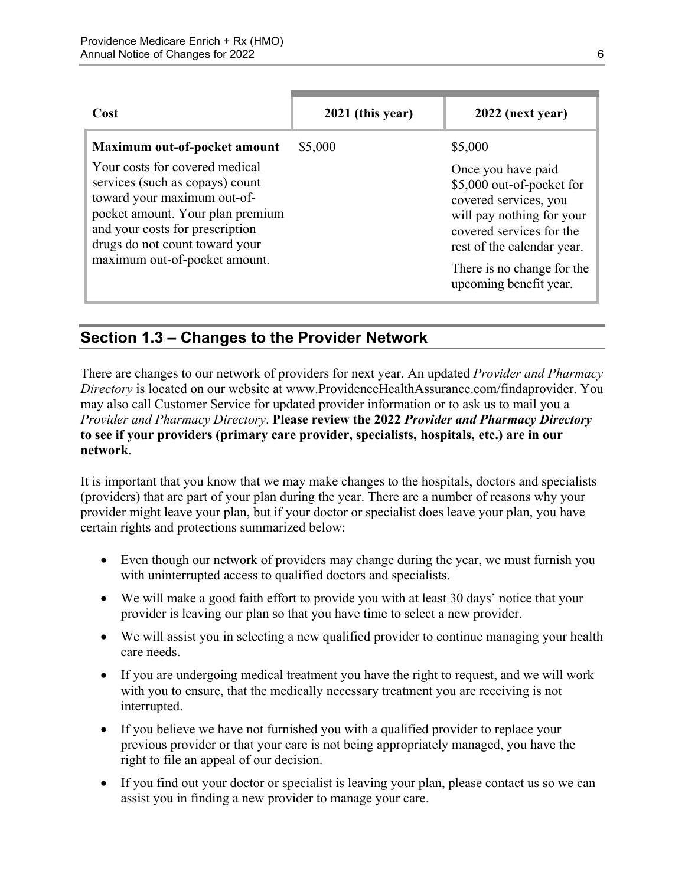| Cost | 2021 (this year) | 2022 (next year) |
|---|---|---|
| **Maximum out-of-pocket amount**<br><br>Your costs for covered medical services (such as copays) count toward your maximum out-of-pocket amount. Your plan premium and your costs for prescription drugs do not count toward your maximum out-of-pocket amount. | $5,000 | $5,000<br><br>Once you have paid $5,000 out-of-pocket for covered services, you will pay nothing for your covered services for the rest of the calendar year.<br><br>There is no change for the upcoming benefit year. |

## Section 1.3 – Changes to the Provider Network

There are changes to our network of providers for next year. An updated *Provider and Pharmacy Directory* is located on our website at www.ProvidenceHealthAssurance.com/findaprovider. You may also call Customer Service for updated provider information or to ask us to mail you a *Provider and Pharmacy Directory*. **Please review the 2022 *Provider and Pharmacy Directory* to see if your providers (primary care provider, specialists, hospitals, etc.) are in our network**.

It is important that you know that we may make changes to the hospitals, doctors and specialists (providers) that are part of your plan during the year. There are a number of reasons why your provider might leave your plan, but if your doctor or specialist does leave your plan, you have certain rights and protections summarized below:

- Even though our network of providers may change during the year, we must furnish you with uninterrupted access to qualified doctors and specialists.
- We will make a good faith effort to provide you with at least 30 days' notice that your provider is leaving our plan so that you have time to select a new provider.
- We will assist you in selecting a new qualified provider to continue managing your health care needs.
- If you are undergoing medical treatment you have the right to request, and we will work with you to ensure, that the medically necessary treatment you are receiving is not interrupted.
- If you believe we have not furnished you with a qualified provider to replace your previous provider or that your care is not being appropriately managed, you have the right to file an appeal of our decision.
- If you find out your doctor or specialist is leaving your plan, please contact us so we can assist you in finding a new provider to manage your care.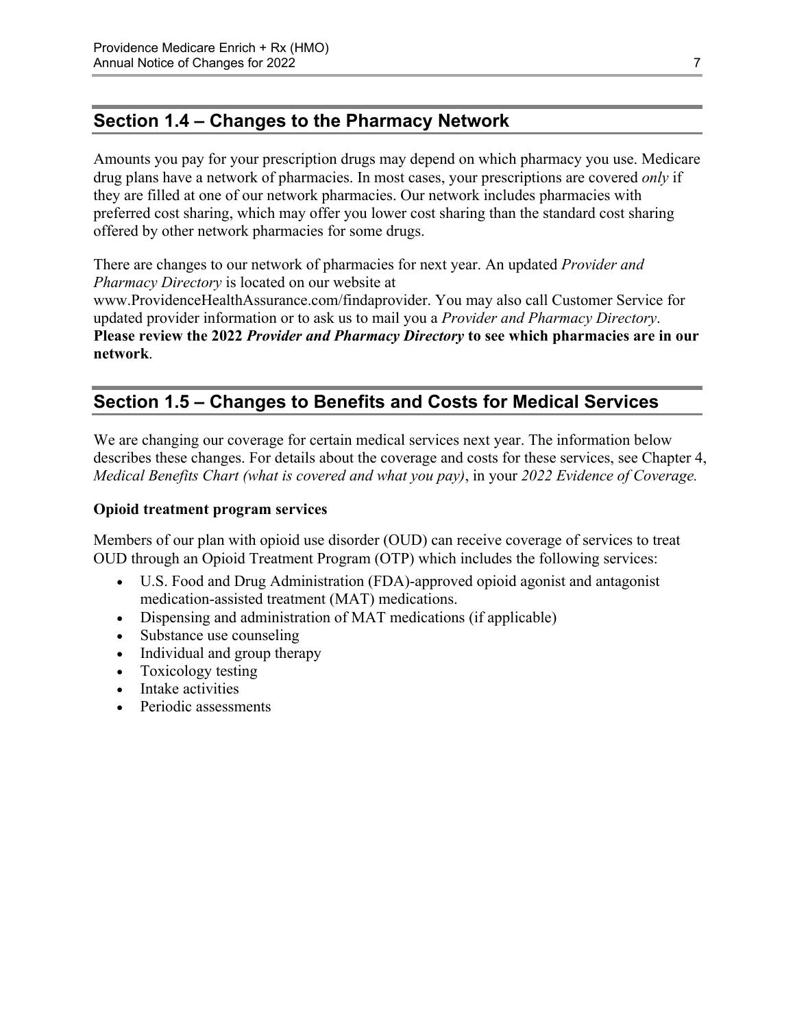## Section 1.4 – Changes to the Pharmacy Network

Amounts you pay for your prescription drugs may depend on which pharmacy you use. Medicare drug plans have a network of pharmacies. In most cases, your prescriptions are covered *only* if they are filled at one of our network pharmacies. Our network includes pharmacies with preferred cost sharing, which may offer you lower cost sharing than the standard cost sharing offered by other network pharmacies for some drugs.

There are changes to our network of pharmacies for next year. An updated *Provider and Pharmacy Directory* is located on our website at www.ProvidenceHealthAssurance.com/findaprovider. You may also call Customer Service for updated provider information or to ask us to mail you a *Provider and Pharmacy Directory*. **Please review the 2022 *Provider and Pharmacy Directory* to see which pharmacies are in our network**.

## Section 1.5 – Changes to Benefits and Costs for Medical Services

We are changing our coverage for certain medical services next year. The information below describes these changes. For details about the coverage and costs for these services, see Chapter 4, *Medical Benefits Chart (what is covered and what you pay)*, in your *2022 Evidence of Coverage.*

**Opioid treatment program services**

Members of our plan with opioid use disorder (OUD) can receive coverage of services to treat OUD through an Opioid Treatment Program (OTP) which includes the following services:

- U.S. Food and Drug Administration (FDA)-approved opioid agonist and antagonist medication-assisted treatment (MAT) medications.
- Dispensing and administration of MAT medications (if applicable)
- Substance use counseling
- Individual and group therapy
- Toxicology testing
- Intake activities
- Periodic assessments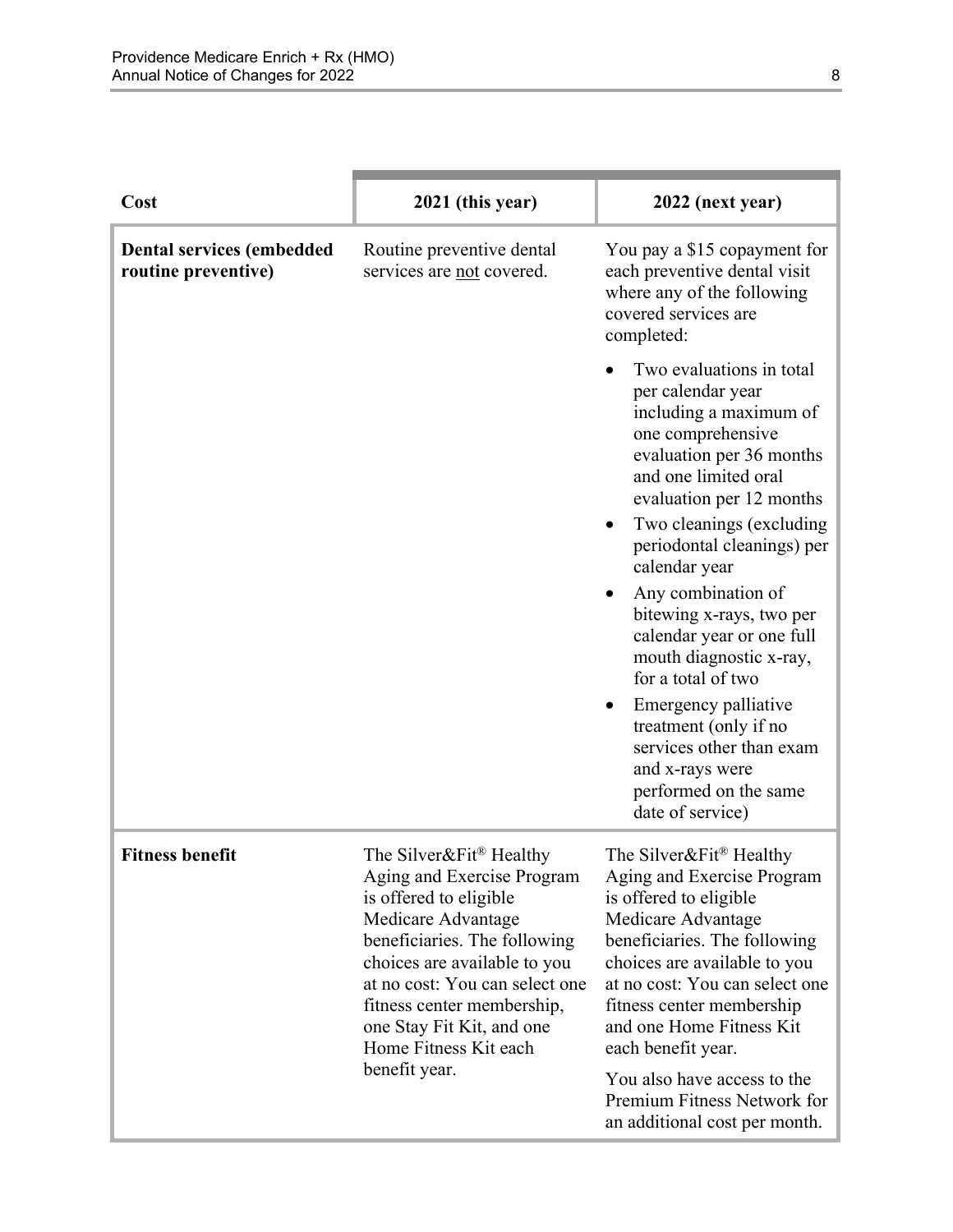| Cost | 2021 (this year) | 2022 (next year) |
|---|---|---|
| **Dental services (embedded routine preventive)** | Routine preventive dental services are <u>not</u> covered. | You pay a $15 copayment for each preventive dental visit where any of the following covered services are completed:<br>• Two evaluations in total per calendar year including a maximum of one comprehensive evaluation per 36 months and one limited oral evaluation per 12 months<br>• Two cleanings (excluding periodontal cleanings) per calendar year<br>• Any combination of bitewing x-rays, two per calendar year or one full mouth diagnostic x-ray, for a total of two<br>• Emergency palliative treatment (only if no services other than exam and x-rays were performed on the same date of service) |
| **Fitness benefit** | The Silver&Fit® Healthy Aging and Exercise Program is offered to eligible Medicare Advantage beneficiaries. The following choices are available to you at no cost: You can select one fitness center membership, one Stay Fit Kit, and one Home Fitness Kit each benefit year. | The Silver&Fit® Healthy Aging and Exercise Program is offered to eligible Medicare Advantage beneficiaries. The following choices are available to you at no cost: You can select one fitness center membership and one Home Fitness Kit each benefit year.<br><br>You also have access to the Premium Fitness Network for an additional cost per month. |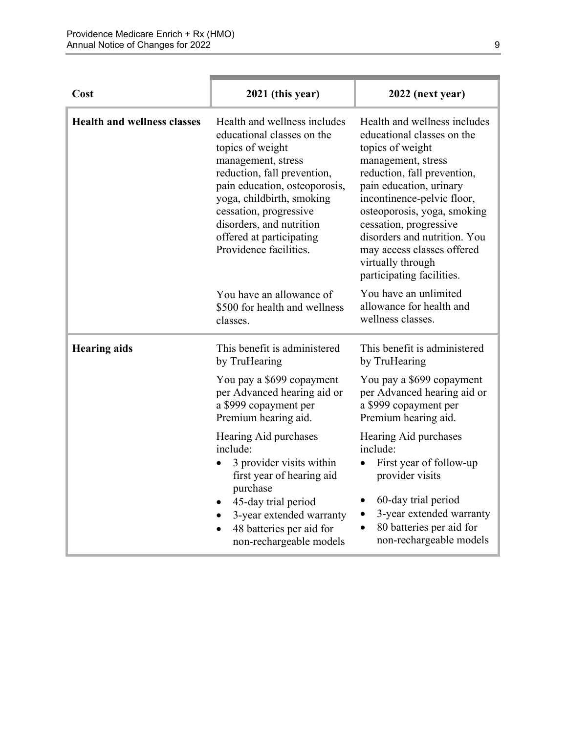| Cost | 2021 (this year) | 2022 (next year) |
|---|---|---|
| **Health and wellness classes** | Health and wellness includes educational classes on the topics of weight management, stress reduction, fall prevention, pain education, osteoporosis, yoga, childbirth, smoking cessation, progressive disorders, and nutrition offered at participating Providence facilities.<br><br>You have an allowance of $500 for health and wellness classes. | Health and wellness includes educational classes on the topics of weight management, stress reduction, fall prevention, pain education, urinary incontinence-pelvic floor, osteoporosis, yoga, smoking cessation, progressive disorders and nutrition. You may access classes offered virtually through participating facilities.<br><br>You have an unlimited allowance for health and wellness classes. |
| **Hearing aids** | This benefit is administered by TruHearing<br><br>You pay a $699 copayment per Advanced hearing aid or a $999 copayment per Premium hearing aid.<br><br>Hearing Aid purchases include:<br>• 3 provider visits within first year of hearing aid purchase<br>• 45-day trial period<br>• 3-year extended warranty<br>• 48 batteries per aid for non-rechargeable models | This benefit is administered by TruHearing<br><br>You pay a $699 copayment per Advanced hearing aid or a $999 copayment per Premium hearing aid.<br><br>Hearing Aid purchases include:<br>• First year of follow-up provider visits<br>• 60-day trial period<br>• 3-year extended warranty<br>• 80 batteries per aid for non-rechargeable models |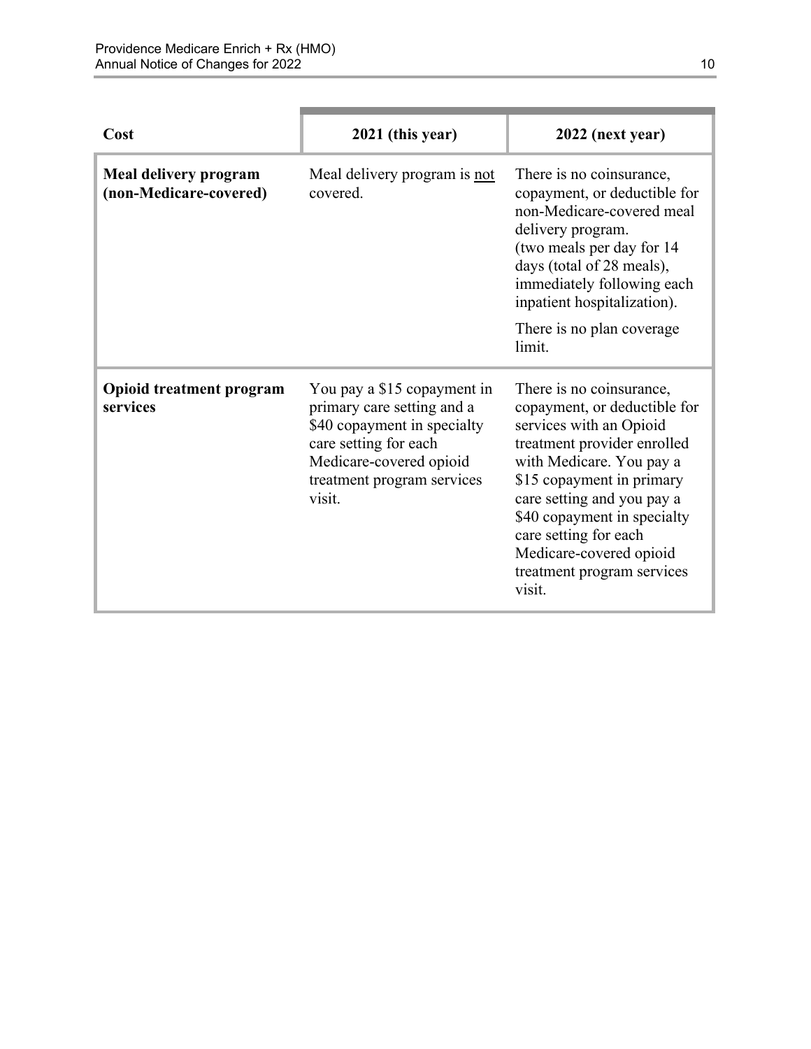| Cost | 2021 (this year) | 2022 (next year) |
|---|---|---|
| **Meal delivery program (non-Medicare-covered)** | Meal delivery program is not covered. | There is no coinsurance, copayment, or deductible for non-Medicare-covered meal delivery program. (two meals per day for 14 days (total of 28 meals), immediately following each inpatient hospitalization).<br><br>There is no plan coverage limit. |
| **Opioid treatment program services** | You pay a $15 copayment in primary care setting and a $40 copayment in specialty care setting for each Medicare-covered opioid treatment program services visit. | There is no coinsurance, copayment, or deductible for services with an Opioid treatment provider enrolled with Medicare. You pay a $15 copayment in primary care setting and you pay a $40 copayment in specialty care setting for each Medicare-covered opioid treatment program services visit. |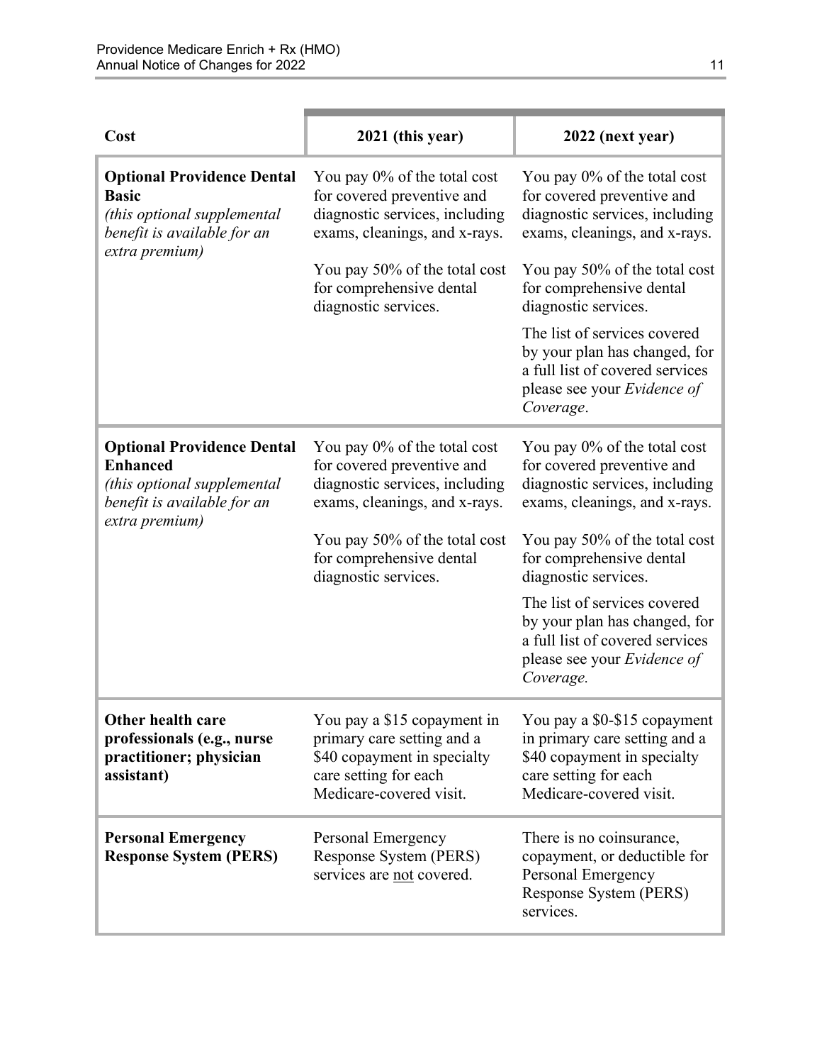| Cost | 2021 (this year) | 2022 (next year) |
|---|---|---|
| **Optional Providence Dental Basic** *(this optional supplemental benefit is available for an extra premium)* | You pay 0% of the total cost for covered preventive and diagnostic services, including exams, cleanings, and x-rays.<br><br>You pay 50% of the total cost for comprehensive dental diagnostic services. | You pay 0% of the total cost for covered preventive and diagnostic services, including exams, cleanings, and x-rays.<br><br>You pay 50% of the total cost for comprehensive dental diagnostic services.<br><br>The list of services covered by your plan has changed, for a full list of covered services please see your *Evidence of Coverage*. |
| **Optional Providence Dental Enhanced** *(this optional supplemental benefit is available for an extra premium)* | You pay 0% of the total cost for covered preventive and diagnostic services, including exams, cleanings, and x-rays.<br><br>You pay 50% of the total cost for comprehensive dental diagnostic services. | You pay 0% of the total cost for covered preventive and diagnostic services, including exams, cleanings, and x-rays.<br><br>You pay 50% of the total cost for comprehensive dental diagnostic services.<br><br>The list of services covered by your plan has changed, for a full list of covered services please see your *Evidence of Coverage.* |
| **Other health care professionals (e.g., nurse practitioner; physician assistant)** | You pay a $15 copayment in primary care setting and a $40 copayment in specialty care setting for each Medicare-covered visit. | You pay a $0-$15 copayment in primary care setting and a $40 copayment in specialty care setting for each Medicare-covered visit. |
| **Personal Emergency Response System (PERS)** | Personal Emergency Response System (PERS) services are not covered. | There is no coinsurance, copayment, or deductible for Personal Emergency Response System (PERS) services. |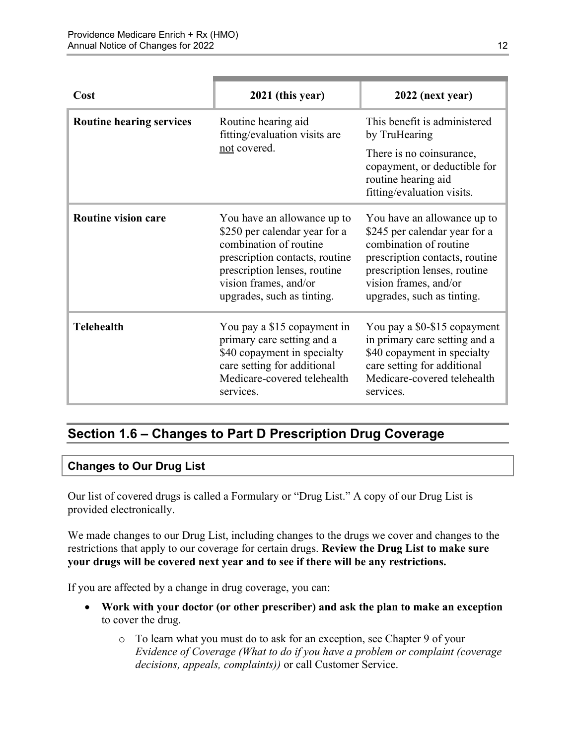| Cost | 2021 (this year) | 2022 (next year) |
|---|---|---|
| **Routine hearing services** | Routine hearing aid fitting/evaluation visits are not covered. | This benefit is administered by TruHearing<br><br>There is no coinsurance, copayment, or deductible for routine hearing aid fitting/evaluation visits. |
| **Routine vision care** | You have an allowance up to $250 per calendar year for a combination of routine prescription contacts, routine prescription lenses, routine vision frames, and/or upgrades, such as tinting. | You have an allowance up to $245 per calendar year for a combination of routine prescription contacts, routine prescription lenses, routine vision frames, and/or upgrades, such as tinting. |
| **Telehealth** | You pay a $15 copayment in primary care setting and a $40 copayment in specialty care setting for additional Medicare-covered telehealth services. | You pay a $0-$15 copayment in primary care setting and a $40 copayment in specialty care setting for additional Medicare-covered telehealth services. |

## Section 1.6 – Changes to Part D Prescription Drug Coverage

### Changes to Our Drug List

Our list of covered drugs is called a Formulary or "Drug List." A copy of our Drug List is provided electronically.

We made changes to our Drug List, including changes to the drugs we cover and changes to the restrictions that apply to our coverage for certain drugs. **Review the Drug List to make sure your drugs will be covered next year and to see if there will be any restrictions.**

If you are affected by a change in drug coverage, you can:

- **Work with your doctor (or other prescriber) and ask the plan to make an exception** to cover the drug.
  - To learn what you must do to ask for an exception, see Chapter 9 of your *Evidence of Coverage (What to do if you have a problem or complaint (coverage decisions, appeals, complaints))* or call Customer Service.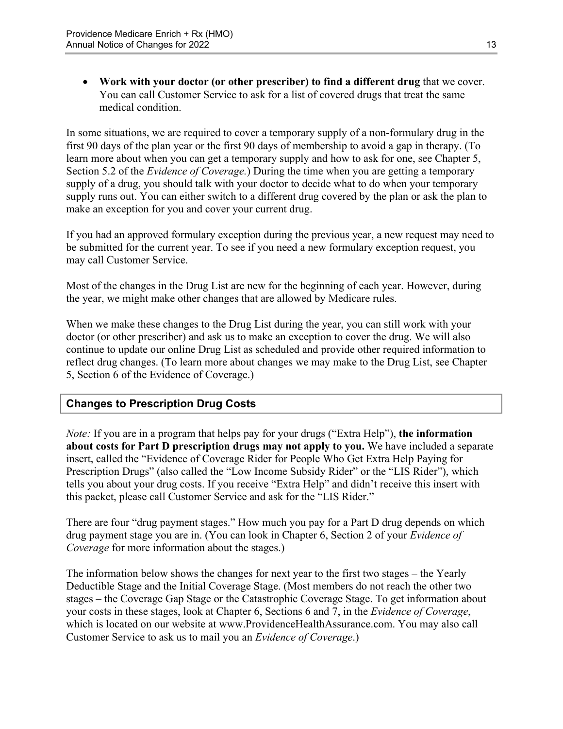- **Work with your doctor (or other prescriber) to find a different drug** that we cover. You can call Customer Service to ask for a list of covered drugs that treat the same medical condition.

In some situations, we are required to cover a temporary supply of a non-formulary drug in the first 90 days of the plan year or the first 90 days of membership to avoid a gap in therapy. (To learn more about when you can get a temporary supply and how to ask for one, see Chapter 5, Section 5.2 of the *Evidence of Coverage.*) During the time when you are getting a temporary supply of a drug, you should talk with your doctor to decide what to do when your temporary supply runs out. You can either switch to a different drug covered by the plan or ask the plan to make an exception for you and cover your current drug.

If you had an approved formulary exception during the previous year, a new request may need to be submitted for the current year. To see if you need a new formulary exception request, you may call Customer Service.

Most of the changes in the Drug List are new for the beginning of each year. However, during the year, we might make other changes that are allowed by Medicare rules.

When we make these changes to the Drug List during the year, you can still work with your doctor (or other prescriber) and ask us to make an exception to cover the drug. We will also continue to update our online Drug List as scheduled and provide other required information to reflect drug changes. (To learn more about changes we may make to the Drug List, see Chapter 5, Section 6 of the Evidence of Coverage.)

## Changes to Prescription Drug Costs

*Note:* If you are in a program that helps pay for your drugs ("Extra Help"), **the information about costs for Part D prescription drugs may not apply to you.** We have included a separate insert, called the "Evidence of Coverage Rider for People Who Get Extra Help Paying for Prescription Drugs" (also called the "Low Income Subsidy Rider" or the "LIS Rider"), which tells you about your drug costs. If you receive "Extra Help" and didn't receive this insert with this packet, please call Customer Service and ask for the "LIS Rider."

There are four "drug payment stages." How much you pay for a Part D drug depends on which drug payment stage you are in. (You can look in Chapter 6, Section 2 of your *Evidence of Coverage* for more information about the stages.)

The information below shows the changes for next year to the first two stages – the Yearly Deductible Stage and the Initial Coverage Stage. (Most members do not reach the other two stages – the Coverage Gap Stage or the Catastrophic Coverage Stage. To get information about your costs in these stages, look at Chapter 6, Sections 6 and 7, in the *Evidence of Coverage*, which is located on our website at www.ProvidenceHealthAssurance.com. You may also call Customer Service to ask us to mail you an *Evidence of Coverage*.)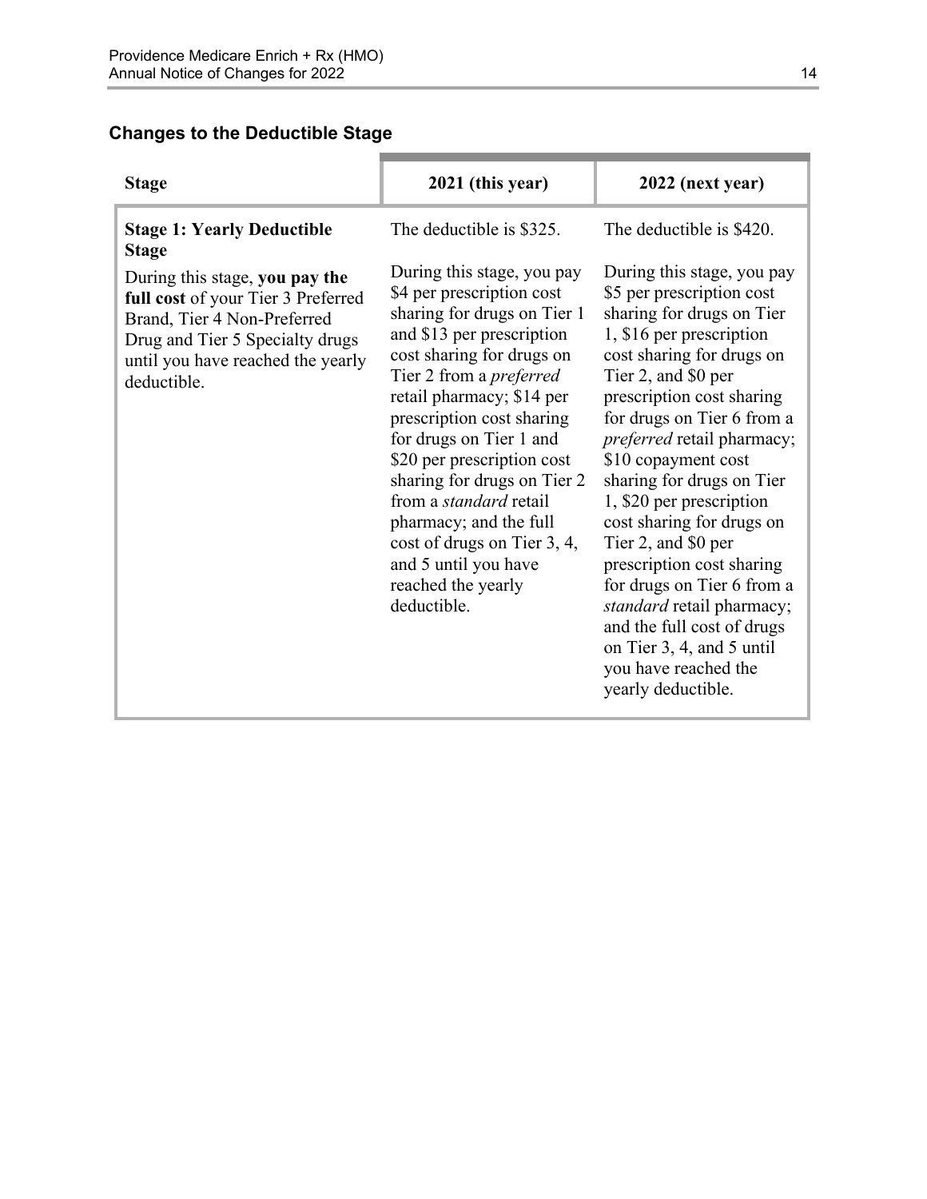### Changes to the Deductible Stage

| Stage | 2021 (this year) | 2022 (next year) |
|---|---|---|
| **Stage 1: Yearly Deductible Stage**<br><br>During this stage, **you pay the full cost** of your Tier 3 Preferred Brand, Tier 4 Non-Preferred Drug and Tier 5 Specialty drugs until you have reached the yearly deductible. | The deductible is $325.<br><br>During this stage, you pay $4 per prescription cost sharing for drugs on Tier 1 and $13 per prescription cost sharing for drugs on Tier 2 from a *preferred* retail pharmacy; $14 per prescription cost sharing for drugs on Tier 1 and $20 per prescription cost sharing for drugs on Tier 2 from a *standard* retail pharmacy; and the full cost of drugs on Tier 3, 4, and 5 until you have reached the yearly deductible. | The deductible is $420.<br><br>During this stage, you pay $5 per prescription cost sharing for drugs on Tier 1, $16 per prescription cost sharing for drugs on Tier 2, and $0 per prescription cost sharing for drugs on Tier 6 from a *preferred* retail pharmacy; $10 copayment cost sharing for drugs on Tier 1, $20 per prescription cost sharing for drugs on Tier 2, and $0 per prescription cost sharing for drugs on Tier 6 from a *standard* retail pharmacy; and the full cost of drugs on Tier 3, 4, and 5 until you have reached the yearly deductible. |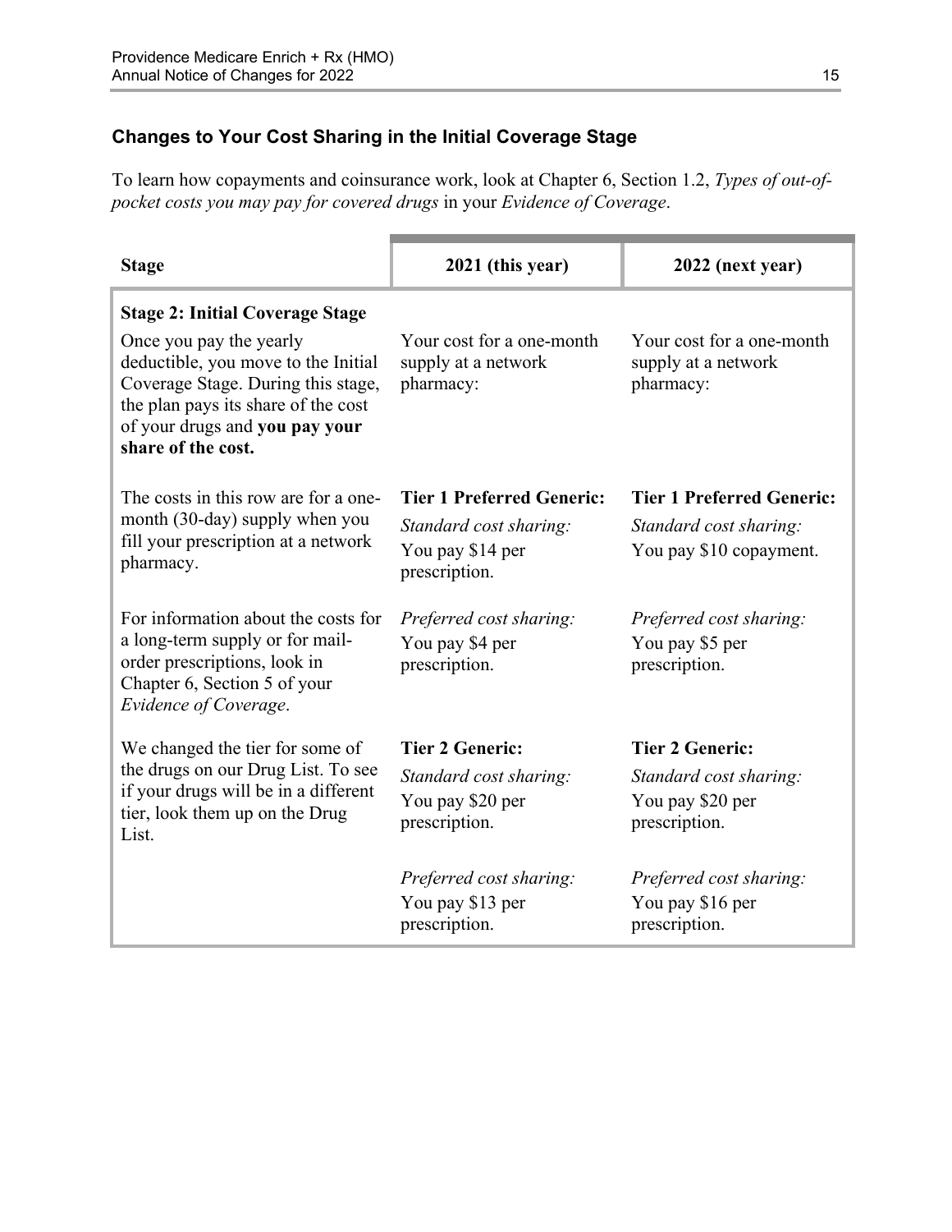## Changes to Your Cost Sharing in the Initial Coverage Stage

To learn how copayments and coinsurance work, look at Chapter 6, Section 1.2, *Types of out-of-pocket costs you may pay for covered drugs* in your *Evidence of Coverage*.

| Stage | 2021 (this year) | 2022 (next year) |
|---|---|---|
| **Stage 2: Initial Coverage Stage**<br>Once you pay the yearly deductible, you move to the Initial Coverage Stage. During this stage, the plan pays its share of the cost of your drugs and **you pay your share of the cost.** | Your cost for a one-month supply at a network pharmacy: | Your cost for a one-month supply at a network pharmacy: |
| The costs in this row are for a one-month (30-day) supply when you fill your prescription at a network pharmacy. | **Tier 1 Preferred Generic:**<br>*Standard cost sharing:*<br>You pay $14 per prescription. | **Tier 1 Preferred Generic:**<br>*Standard cost sharing:*<br>You pay $10 copayment. |
| For information about the costs for a long-term supply or for mail-order prescriptions, look in Chapter 6, Section 5 of your *Evidence of Coverage*. | *Preferred cost sharing:*<br>You pay $4 per prescription. | *Preferred cost sharing:*<br>You pay $5 per prescription. |
| We changed the tier for some of the drugs on our Drug List. To see if your drugs will be in a different tier, look them up on the Drug List. | **Tier 2 Generic:**<br>*Standard cost sharing:*<br>You pay $20 per prescription. | **Tier 2 Generic:**<br>*Standard cost sharing:*<br>You pay $20 per prescription. |
| | *Preferred cost sharing:*<br>You pay $13 per prescription. | *Preferred cost sharing:*<br>You pay $16 per prescription. |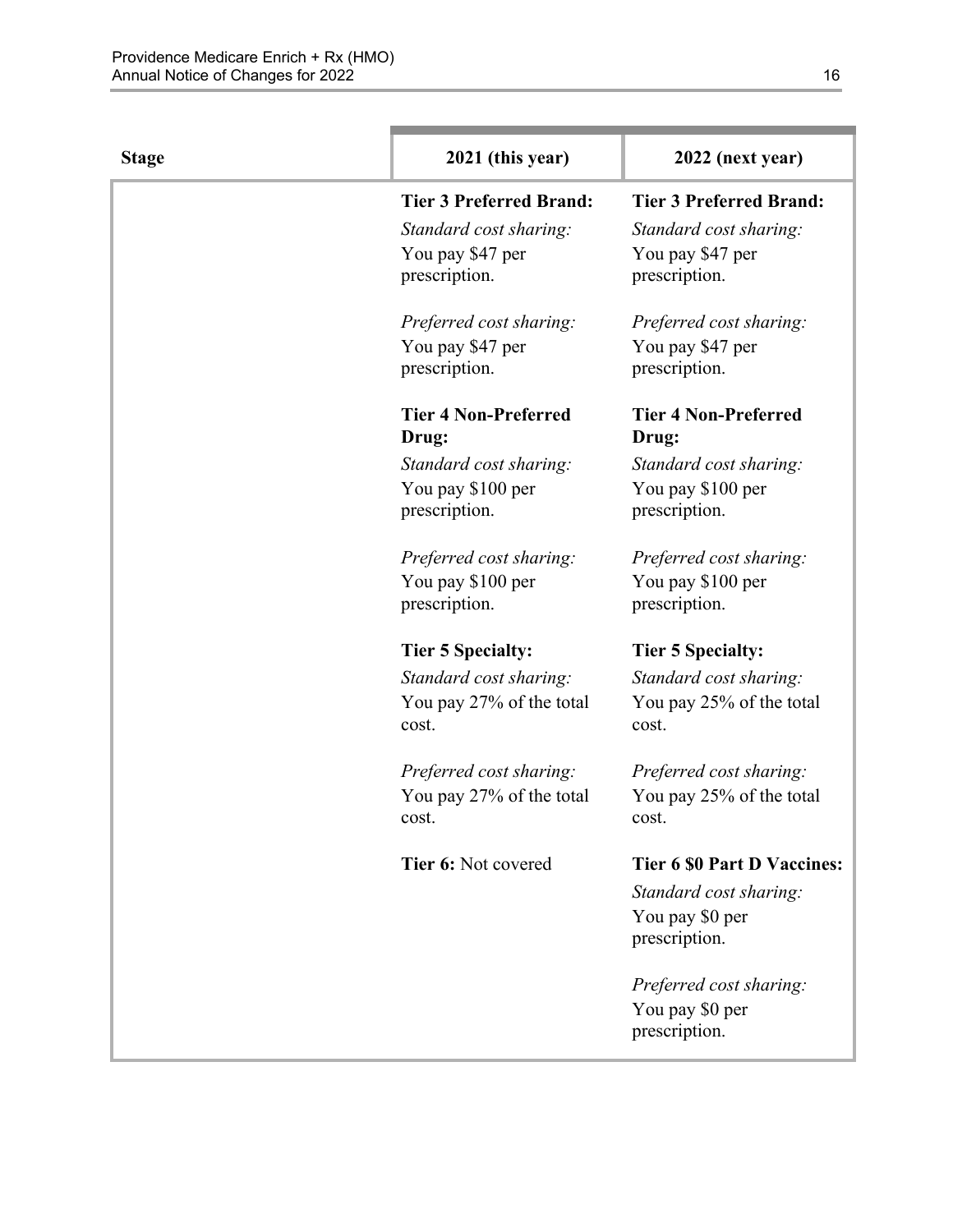| Stage | 2021 (this year) | 2022 (next year) |
| --- | --- | --- |
| | **Tier 3 Preferred Brand:**<br>*Standard cost sharing:*<br>You pay $47 per prescription.<br><br>*Preferred cost sharing:*<br>You pay $47 per prescription.<br><br>**Tier 4 Non-Preferred Drug:**<br>*Standard cost sharing:*<br>You pay $100 per prescription.<br><br>*Preferred cost sharing:*<br>You pay $100 per prescription.<br><br>**Tier 5 Specialty:**<br>*Standard cost sharing:*<br>You pay 27% of the total cost.<br><br>*Preferred cost sharing:*<br>You pay 27% of the total cost.<br><br>**Tier 6:** Not covered | **Tier 3 Preferred Brand:**<br>*Standard cost sharing:*<br>You pay $47 per prescription.<br><br>*Preferred cost sharing:*<br>You pay $47 per prescription.<br><br>**Tier 4 Non-Preferred Drug:**<br>*Standard cost sharing:*<br>You pay $100 per prescription.<br><br>*Preferred cost sharing:*<br>You pay $100 per prescription.<br><br>**Tier 5 Specialty:**<br>*Standard cost sharing:*<br>You pay 25% of the total cost.<br><br>*Preferred cost sharing:*<br>You pay 25% of the total cost.<br><br>**Tier 6 $0 Part D Vaccines:**<br>*Standard cost sharing:*<br>You pay $0 per prescription.<br><br>*Preferred cost sharing:*<br>You pay $0 per prescription. |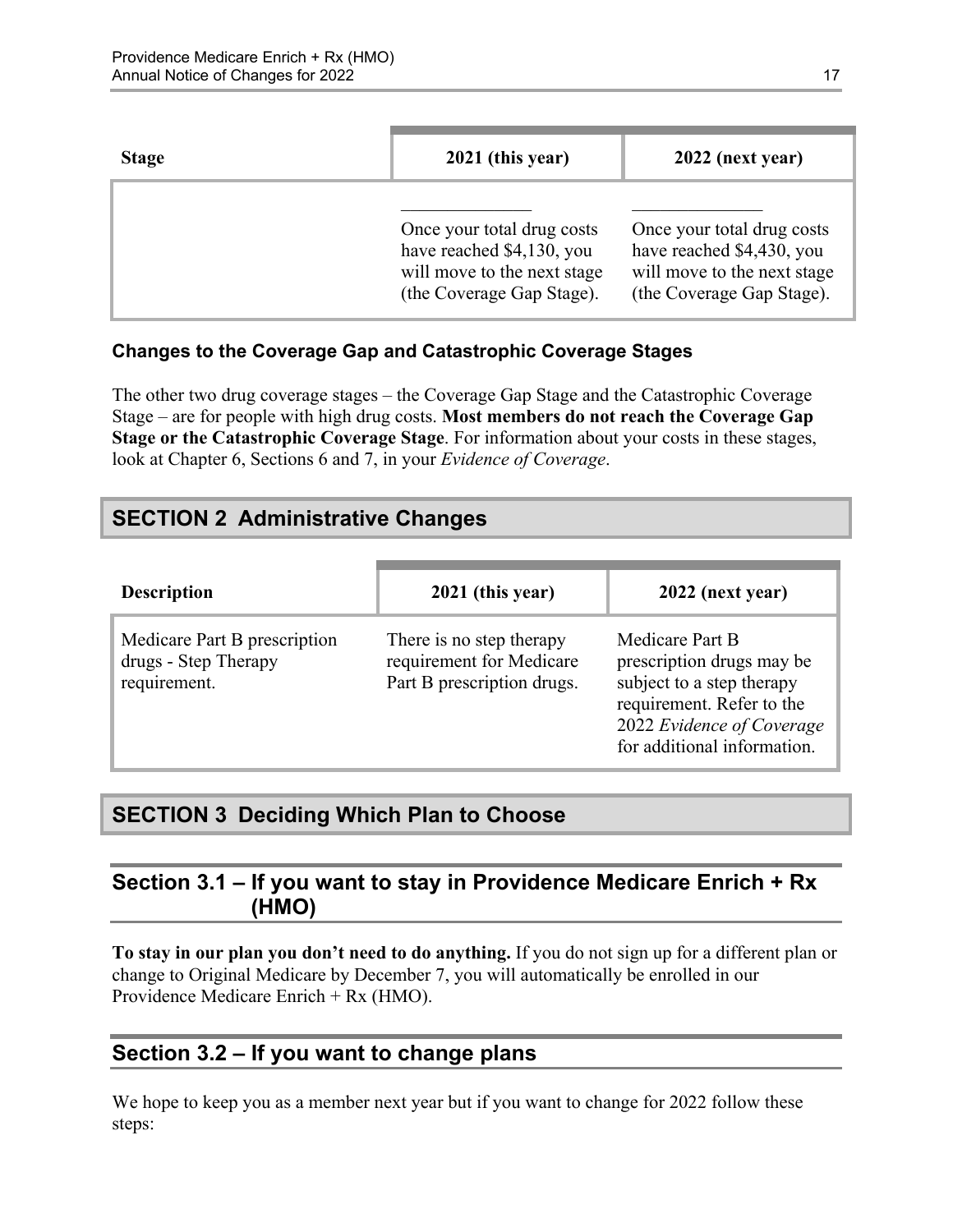| Stage | 2021 (this year) | 2022 (next year) |
|---|---|---|
| | _______________ Once your total drug costs have reached $4,130, you will move to the next stage (the Coverage Gap Stage). | _______________ Once your total drug costs have reached $4,430, you will move to the next stage (the Coverage Gap Stage). |

### Changes to the Coverage Gap and Catastrophic Coverage Stages

The other two drug coverage stages – the Coverage Gap Stage and the Catastrophic Coverage Stage – are for people with high drug costs. **Most members do not reach the Coverage Gap Stage or the Catastrophic Coverage Stage**. For information about your costs in these stages, look at Chapter 6, Sections 6 and 7, in your *Evidence of Coverage*.

## SECTION 2 Administrative Changes

| Description | 2021 (this year) | 2022 (next year) |
|---|---|---|
| Medicare Part B prescription drugs - Step Therapy requirement. | There is no step therapy requirement for Medicare Part B prescription drugs. | Medicare Part B prescription drugs may be subject to a step therapy requirement. Refer to the 2022 *Evidence of Coverage* for additional information. |

## SECTION 3 Deciding Which Plan to Choose

### Section 3.1 – If you want to stay in Providence Medicare Enrich + Rx (HMO)

**To stay in our plan you don't need to do anything.** If you do not sign up for a different plan or change to Original Medicare by December 7, you will automatically be enrolled in our Providence Medicare Enrich + Rx (HMO).

### Section 3.2 – If you want to change plans

We hope to keep you as a member next year but if you want to change for 2022 follow these steps: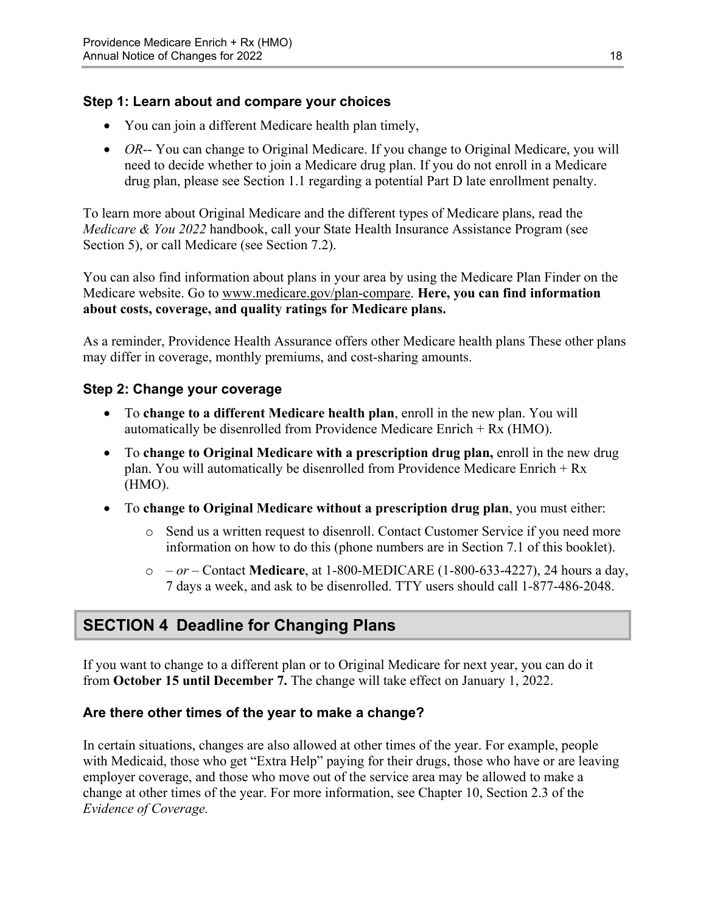### Step 1: Learn about and compare your choices

- You can join a different Medicare health plan timely,
- *OR*-- You can change to Original Medicare. If you change to Original Medicare, you will need to decide whether to join a Medicare drug plan. If you do not enroll in a Medicare drug plan, please see Section 1.1 regarding a potential Part D late enrollment penalty.

To learn more about Original Medicare and the different types of Medicare plans, read the *Medicare & You 2022* handbook, call your State Health Insurance Assistance Program (see Section 5), or call Medicare (see Section 7.2).

You can also find information about plans in your area by using the Medicare Plan Finder on the Medicare website. Go to www.medicare.gov/plan-compare. **Here, you can find information about costs, coverage, and quality ratings for Medicare plans.**

As a reminder, Providence Health Assurance offers other Medicare health plans These other plans may differ in coverage, monthly premiums, and cost-sharing amounts.

### Step 2: Change your coverage

- To **change to a different Medicare health plan**, enroll in the new plan. You will automatically be disenrolled from Providence Medicare Enrich + Rx (HMO).
- To **change to Original Medicare with a prescription drug plan,** enroll in the new drug plan. You will automatically be disenrolled from Providence Medicare Enrich + Rx (HMO).
- To **change to Original Medicare without a prescription drug plan**, you must either:
  - Send us a written request to disenroll. Contact Customer Service if you need more information on how to do this (phone numbers are in Section 7.1 of this booklet).
  - – *or* – Contact **Medicare**, at 1-800-MEDICARE (1-800-633-4227), 24 hours a day, 7 days a week, and ask to be disenrolled. TTY users should call 1-877-486-2048.

## SECTION 4 Deadline for Changing Plans

If you want to change to a different plan or to Original Medicare for next year, you can do it from **October 15 until December 7.** The change will take effect on January 1, 2022.

### Are there other times of the year to make a change?

In certain situations, changes are also allowed at other times of the year. For example, people with Medicaid, those who get "Extra Help" paying for their drugs, those who have or are leaving employer coverage, and those who move out of the service area may be allowed to make a change at other times of the year. For more information, see Chapter 10, Section 2.3 of the *Evidence of Coverage.*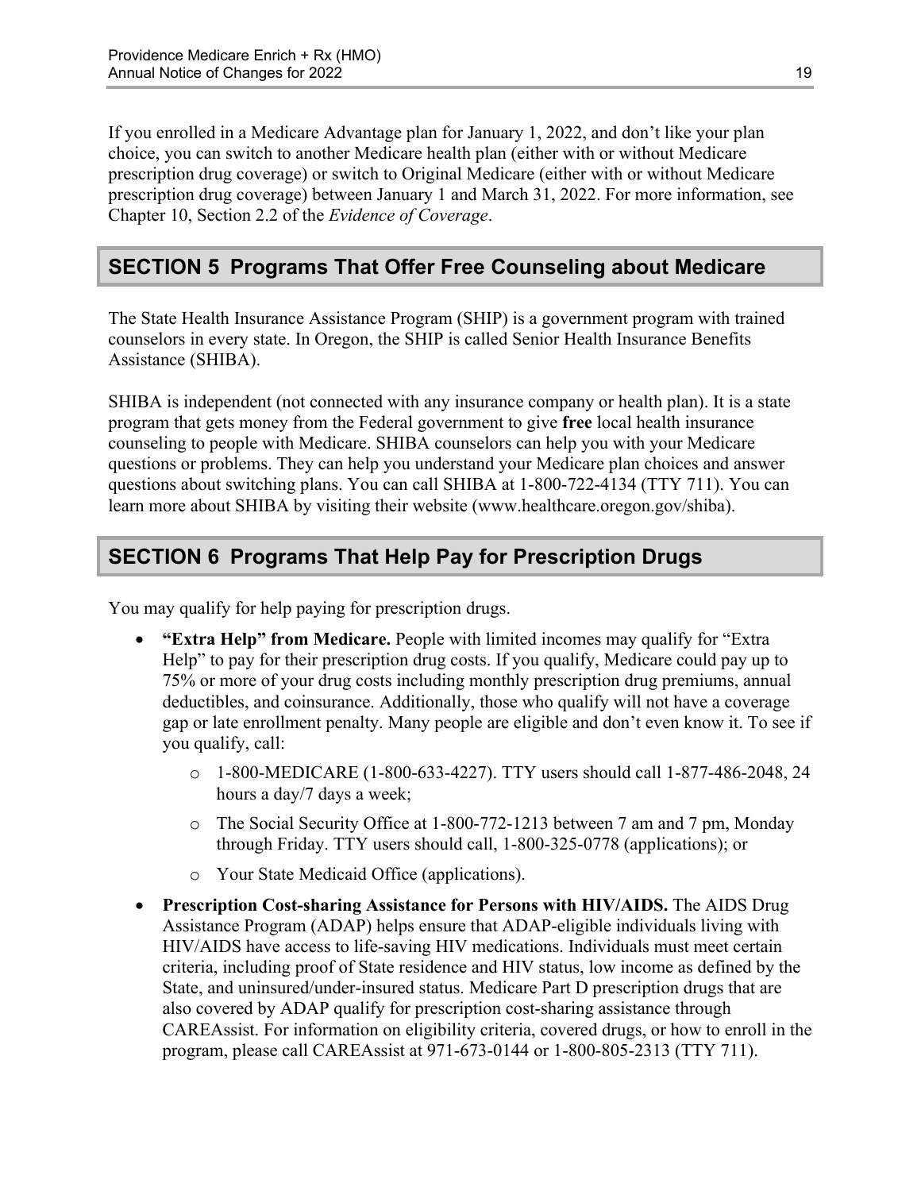If you enrolled in a Medicare Advantage plan for January 1, 2022, and don't like your plan choice, you can switch to another Medicare health plan (either with or without Medicare prescription drug coverage) or switch to Original Medicare (either with or without Medicare prescription drug coverage) between January 1 and March 31, 2022. For more information, see Chapter 10, Section 2.2 of the *Evidence of Coverage*.

## SECTION 5 Programs That Offer Free Counseling about Medicare

The State Health Insurance Assistance Program (SHIP) is a government program with trained counselors in every state. In Oregon, the SHIP is called Senior Health Insurance Benefits Assistance (SHIBA).

SHIBA is independent (not connected with any insurance company or health plan). It is a state program that gets money from the Federal government to give **free** local health insurance counseling to people with Medicare. SHIBA counselors can help you with your Medicare questions or problems. They can help you understand your Medicare plan choices and answer questions about switching plans. You can call SHIBA at 1-800-722-4134 (TTY 711). You can learn more about SHIBA by visiting their website (www.healthcare.oregon.gov/shiba).

## SECTION 6 Programs That Help Pay for Prescription Drugs

You may qualify for help paying for prescription drugs.

- **"Extra Help" from Medicare.** People with limited incomes may qualify for "Extra Help" to pay for their prescription drug costs. If you qualify, Medicare could pay up to 75% or more of your drug costs including monthly prescription drug premiums, annual deductibles, and coinsurance. Additionally, those who qualify will not have a coverage gap or late enrollment penalty. Many people are eligible and don't even know it. To see if you qualify, call:
  - 1-800-MEDICARE (1-800-633-4227). TTY users should call 1-877-486-2048, 24 hours a day/7 days a week;
  - The Social Security Office at 1-800-772-1213 between 7 am and 7 pm, Monday through Friday. TTY users should call, 1-800-325-0778 (applications); or
  - Your State Medicaid Office (applications).
- **Prescription Cost-sharing Assistance for Persons with HIV/AIDS.** The AIDS Drug Assistance Program (ADAP) helps ensure that ADAP-eligible individuals living with HIV/AIDS have access to life-saving HIV medications. Individuals must meet certain criteria, including proof of State residence and HIV status, low income as defined by the State, and uninsured/under-insured status. Medicare Part D prescription drugs that are also covered by ADAP qualify for prescription cost-sharing assistance through CAREAssist. For information on eligibility criteria, covered drugs, or how to enroll in the program, please call CAREAssist at 971-673-0144 or 1-800-805-2313 (TTY 711).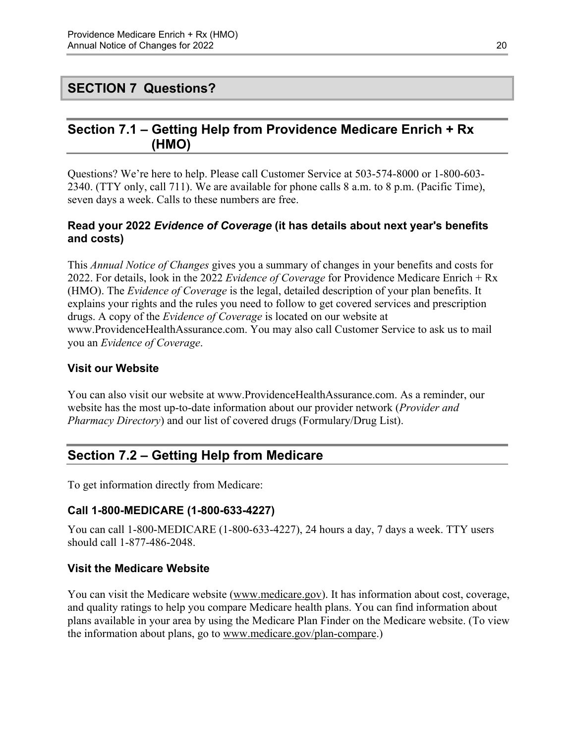# SECTION 7 Questions?

## Section 7.1 – Getting Help from Providence Medicare Enrich + Rx (HMO)

Questions? We're here to help. Please call Customer Service at 503-574-8000 or 1-800-603-2340. (TTY only, call 711). We are available for phone calls 8 a.m. to 8 p.m. (Pacific Time), seven days a week. Calls to these numbers are free.

### Read your 2022 *Evidence of Coverage* (it has details about next year's benefits and costs)

This *Annual Notice of Changes* gives you a summary of changes in your benefits and costs for 2022. For details, look in the 2022 *Evidence of Coverage* for Providence Medicare Enrich + Rx (HMO). The *Evidence of Coverage* is the legal, detailed description of your plan benefits. It explains your rights and the rules you need to follow to get covered services and prescription drugs. A copy of the *Evidence of Coverage* is located on our website at www.ProvidenceHealthAssurance.com. You may also call Customer Service to ask us to mail you an *Evidence of Coverage*.

### Visit our Website

You can also visit our website at www.ProvidenceHealthAssurance.com. As a reminder, our website has the most up-to-date information about our provider network (*Provider and Pharmacy Directory*) and our list of covered drugs (Formulary/Drug List).

## Section 7.2 – Getting Help from Medicare

To get information directly from Medicare:

### Call 1-800-MEDICARE (1-800-633-4227)

You can call 1-800-MEDICARE (1-800-633-4227), 24 hours a day, 7 days a week. TTY users should call 1-877-486-2048.

### Visit the Medicare Website

You can visit the Medicare website (www.medicare.gov). It has information about cost, coverage, and quality ratings to help you compare Medicare health plans. You can find information about plans available in your area by using the Medicare Plan Finder on the Medicare website. (To view the information about plans, go to www.medicare.gov/plan-compare.)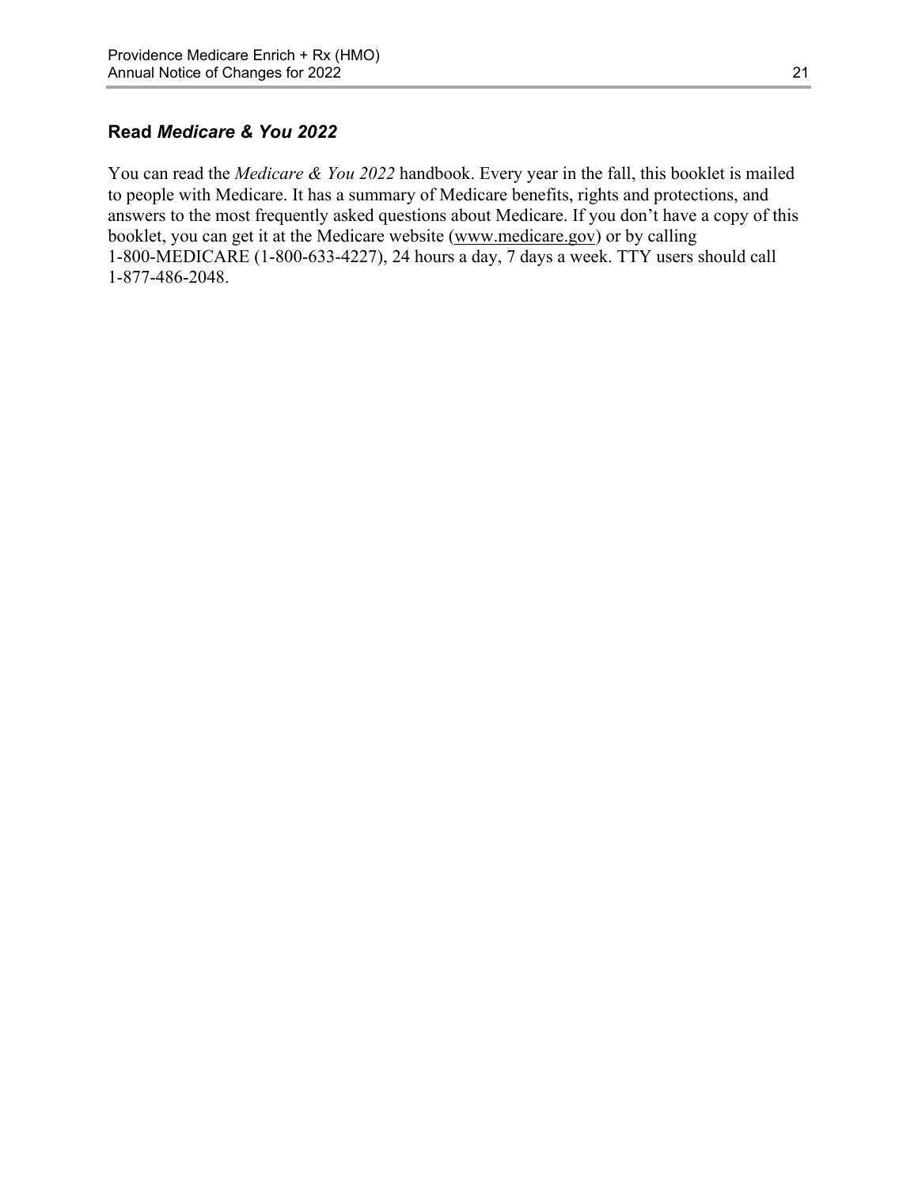### Read *Medicare & You 2022*

You can read the *Medicare & You 2022* handbook. Every year in the fall, this booklet is mailed to people with Medicare. It has a summary of Medicare benefits, rights and protections, and answers to the most frequently asked questions about Medicare. If you don't have a copy of this booklet, you can get it at the Medicare website (www.medicare.gov) or by calling 1-800-MEDICARE (1-800-633-4227), 24 hours a day, 7 days a week. TTY users should call 1-877-486-2048.